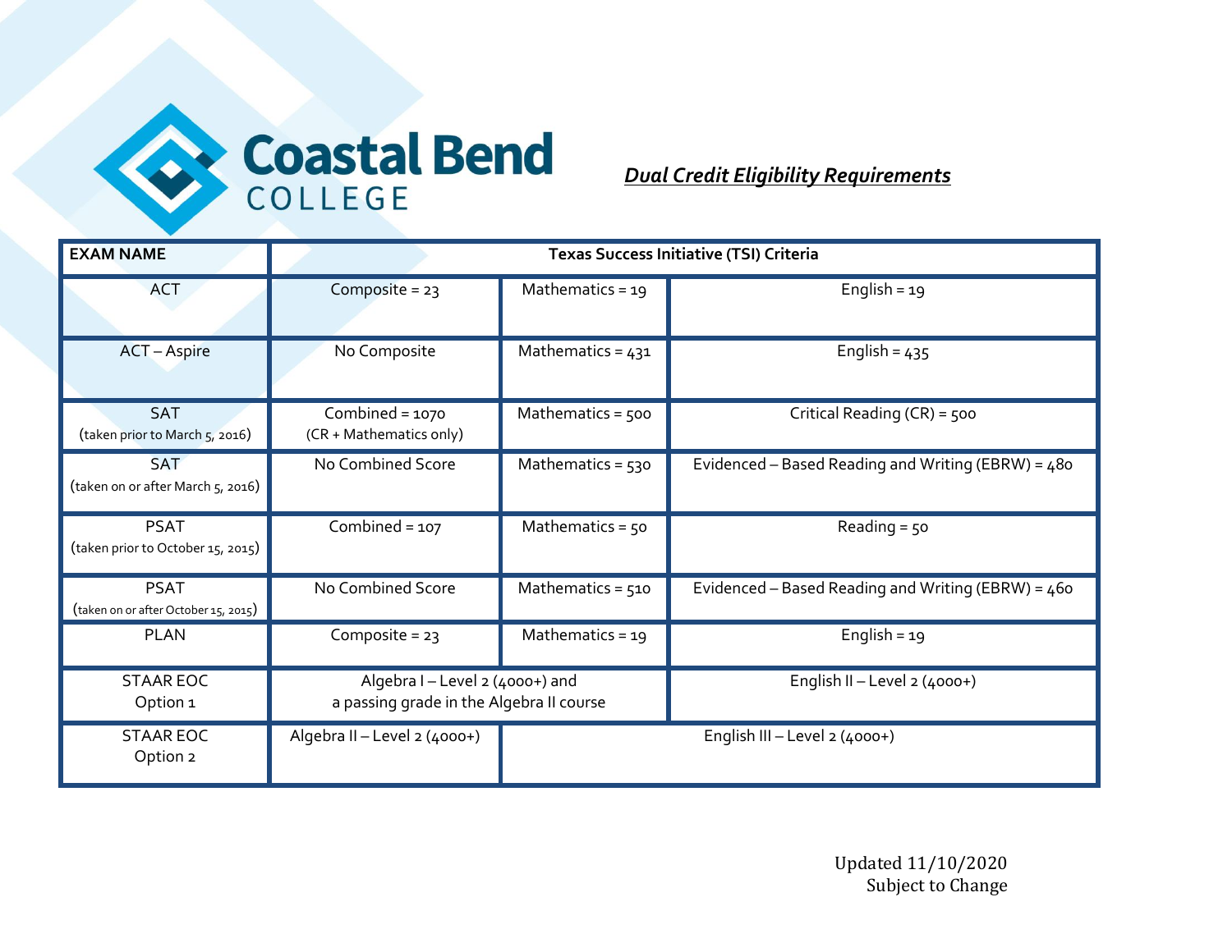# Coastal Bend COLLEGE

## *Dual Credit Eligibility Requirements*

| EXAM NAME | Texas Success Initiative (TSI) Criteria | | |
|---|---|---|---|
| ACT | Composite = 23 | Mathematics = 19 | English = 19 |
| ACT – Aspire | No Composite | Mathematics = 431 | English = 435 |
| SAT (taken prior to March 5, 2016) | Combined = 1070 (CR + Mathematics only) | Mathematics = 500 | Critical Reading (CR) = 500 |
| SAT (taken on or after March 5, 2016) | No Combined Score | Mathematics = 530 | Evidenced – Based Reading and Writing (EBRW) = 480 |
| PSAT (taken prior to October 15, 2015) | Combined = 107 | Mathematics = 50 | Reading = 50 |
| PSAT (taken on or after October 15, 2015) | No Combined Score | Mathematics = 510 | Evidenced – Based Reading and Writing (EBRW) = 460 |
| PLAN | Composite = 23 | Mathematics = 19 | English = 19 |
| STAAR EOC Option 1 | Algebra I – Level 2 (4000+) and a passing grade in the Algebra II course | | English II – Level 2 (4000+) |
| STAAR EOC Option 2 | Algebra II – Level 2 (4000+) | English III – Level 2 (4000+) | |

Updated 11/10/2020
Subject to Change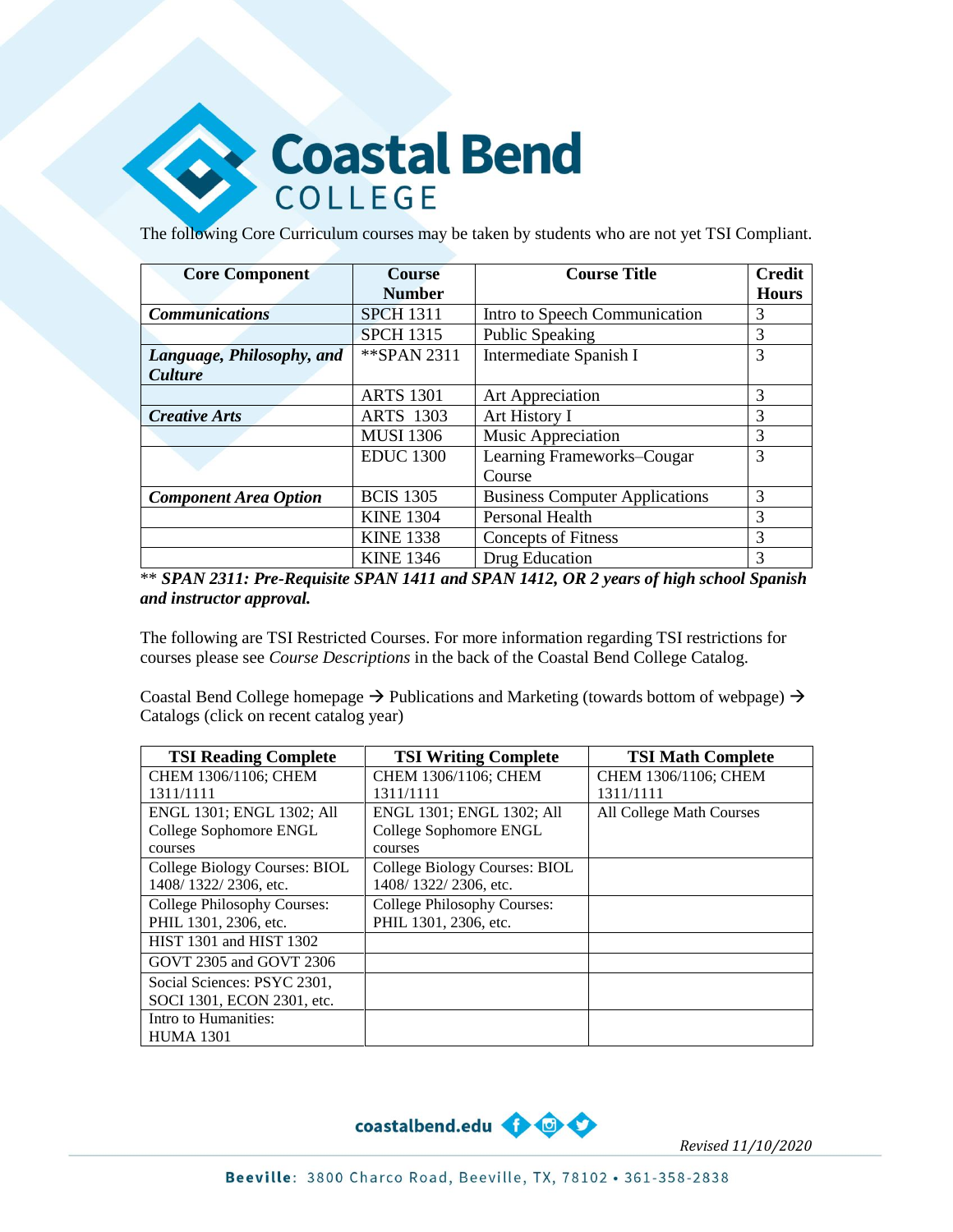# Coastal Bend College

The following Core Curriculum courses may be taken by students who are not yet TSI Compliant.

| Core Component | Course Number | Course Title | Credit Hours |
|---|---|---|---|
| ***Communications*** | SPCH 1311 | Intro to Speech Communication | 3 |
| | SPCH 1315 | Public Speaking | 3 |
| ***Language, Philosophy, and Culture*** | **SPAN 2311 | Intermediate Spanish I | 3 |
| | ARTS 1301 | Art Appreciation | 3 |
| ***Creative Arts*** | ARTS 1303 | Art History I | 3 |
| | MUSI 1306 | Music Appreciation | 3 |
| | EDUC 1300 | Learning Frameworks–Cougar Course | 3 |
| ***Component Area Option*** | BCIS 1305 | Business Computer Applications | 3 |
| | KINE 1304 | Personal Health | 3 |
| | KINE 1338 | Concepts of Fitness | 3 |
| | KINE 1346 | Drug Education | 3 |

** ***SPAN 2311: Pre-Requisite SPAN 1411 and SPAN 1412, OR 2 years of high school Spanish and instructor approval.***

The following are TSI Restricted Courses. For more information regarding TSI restrictions for courses please see *Course Descriptions* in the back of the Coastal Bend College Catalog.

Coastal Bend College homepage → Publications and Marketing (towards bottom of webpage) → Catalogs (click on recent catalog year)

| TSI Reading Complete | TSI Writing Complete | TSI Math Complete |
|---|---|---|
| CHEM 1306/1106; CHEM 1311/1111 | CHEM 1306/1106; CHEM 1311/1111 | CHEM 1306/1106; CHEM 1311/1111 |
| ENGL 1301; ENGL 1302; All College Sophomore ENGL courses | ENGL 1301; ENGL 1302; All College Sophomore ENGL courses | All College Math Courses |
| College Biology Courses: BIOL 1408/ 1322/ 2306, etc. | College Biology Courses: BIOL 1408/ 1322/ 2306, etc. | |
| College Philosophy Courses: PHIL 1301, 2306, etc. | College Philosophy Courses: PHIL 1301, 2306, etc. | |
| HIST 1301 and HIST 1302 | | |
| GOVT 2305 and GOVT 2306 | | |
| Social Sciences: PSYC 2301, SOCI 1301, ECON 2301, etc. | | |
| Intro to Humanities: HUMA 1301 | | |

coastalbend.edu

*Revised 11/10/2020*

**Beeville**: 3800 Charco Road, Beeville, TX, 78102 • 361-358-2838